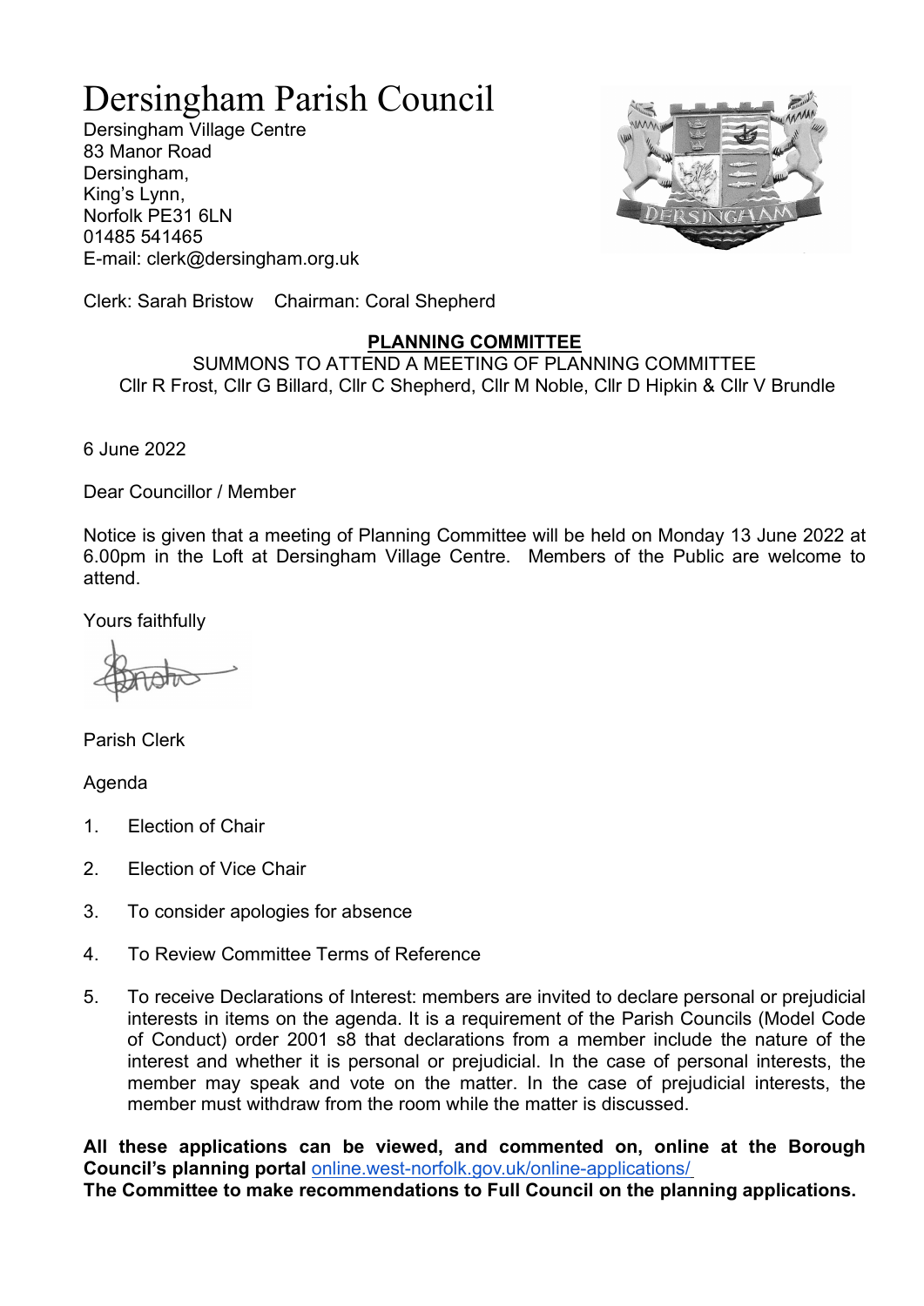# Dersingham Parish Council

Dersingham Village Centre
83 Manor Road
Dersingham,
King's Lynn,
Norfolk PE31 6LN
01485 541465
E-mail: clerk@dersingham.org.uk

Clerk: Sarah Bristow    Chairman: Coral Shepherd

## PLANNING COMMITTEE

SUMMONS TO ATTEND A MEETING OF PLANNING COMMITTEE
Cllr R Frost, Cllr G Billard, Cllr C Shepherd, Cllr M Noble, Cllr D Hipkin & Cllr V Brundle

6 June 2022

Dear Councillor / Member

Notice is given that a meeting of Planning Committee will be held on Monday 13 June 2022 at 6.00pm in the Loft at Dersingham Village Centre. Members of the Public are welcome to attend.

Yours faithfully

Parish Clerk

Agenda

1. Election of Chair
2. Election of Vice Chair
3. To consider apologies for absence
4. To Review Committee Terms of Reference
5. To receive Declarations of Interest: members are invited to declare personal or prejudicial interests in items on the agenda. It is a requirement of the Parish Councils (Model Code of Conduct) order 2001 s8 that declarations from a member include the nature of the interest and whether it is personal or prejudicial. In the case of personal interests, the member may speak and vote on the matter. In the case of prejudicial interests, the member must withdraw from the room while the matter is discussed.

**All these applications can be viewed, and commented on, online at the Borough Council's planning portal** online.west-norfolk.gov.uk/online-applications/
**The Committee to make recommendations to Full Council on the planning applications.**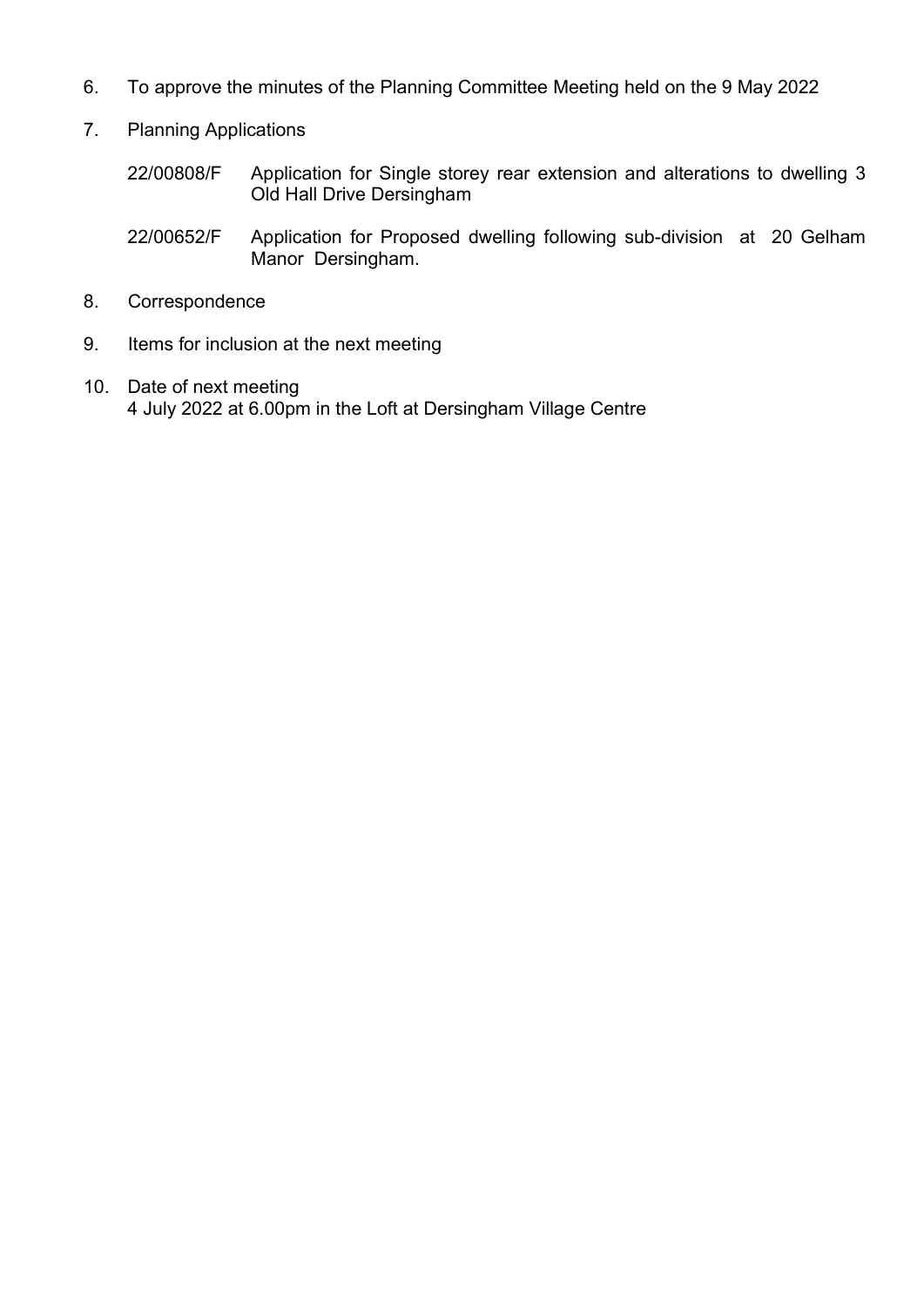6. To approve the minutes of the Planning Committee Meeting held on the 9 May 2022

7. Planning Applications

   22/00808/F Application for Single storey rear extension and alterations to dwelling 3 Old Hall Drive Dersingham

   22/00652/F Application for Proposed dwelling following sub-division at 20 Gelham Manor Dersingham.

8. Correspondence

9. Items for inclusion at the next meeting

10. Date of next meeting
    4 July 2022 at 6.00pm in the Loft at Dersingham Village Centre